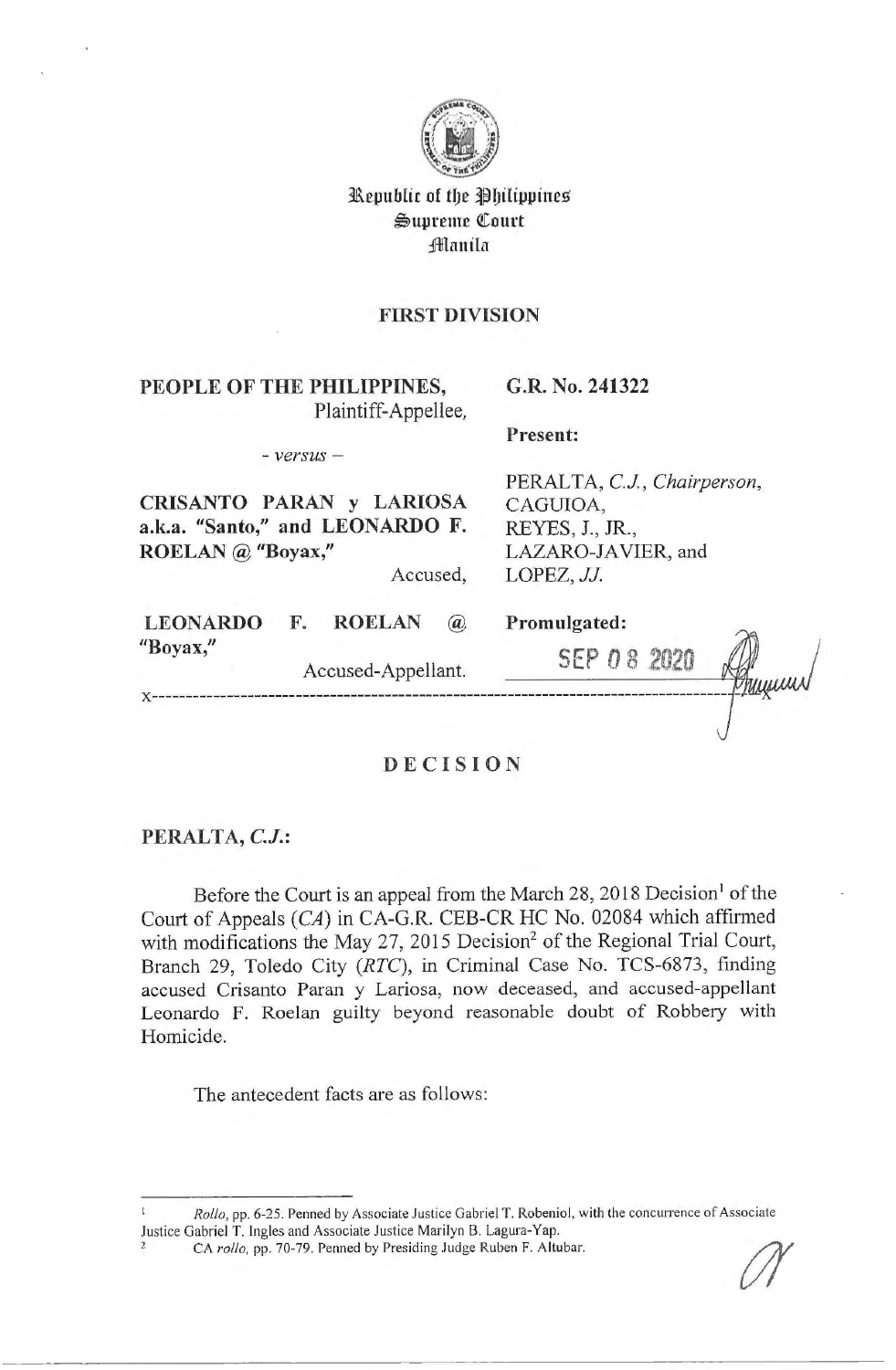Republic of the Philippines
Supreme Court
Manila

**FIRST DIVISION**

| | |
|---|---|
| **PEOPLE OF THE PHILIPPINES,** Plaintiff-Appellee, | **G.R. No. 241322** |
| | **Present:** |
| *- versus -* | |
| **CRISANTO PARAN y LARIOSA a.k.a. "Santo," and LEONARDO F. ROELAN @ "Boyax,"** Accused, | PERALTA, *C.J., Chairperson,* CAGUIOA, REYES, J., JR., LAZARO-JAVIER, and LOPEZ, *JJ.* |
| **LEONARDO F. ROELAN @ "Boyax,"** Accused-Appellant. | **Promulgated:** SEP 08 2020 |

x-----------------------------------------------------------------------------------x

## DECISION

**PERALTA, *C.J.*:**

Before the Court is an appeal from the March 28, 2018 Decision[1] of the Court of Appeals (*CA*) in CA-G.R. CEB-CR HC No. 02084 which affirmed with modifications the May 27, 2015 Decision[2] of the Regional Trial Court, Branch 29, Toledo City (*RTC*), in Criminal Case No. TCS-6873, finding accused Crisanto Paran y Lariosa, now deceased, and accused-appellant Leonardo F. Roelan guilty beyond reasonable doubt of Robbery with Homicide.

The antecedent facts are as follows:

---

[1] *Rollo*, pp. 6-25. Penned by Associate Justice Gabriel T. Robeniol, with the concurrence of Associate Justice Gabriel T. Ingles and Associate Justice Marilyn B. Lagura-Yap.

[2] CA *rollo*, pp. 70-79. Penned by Presiding Judge Ruben F. Altubar.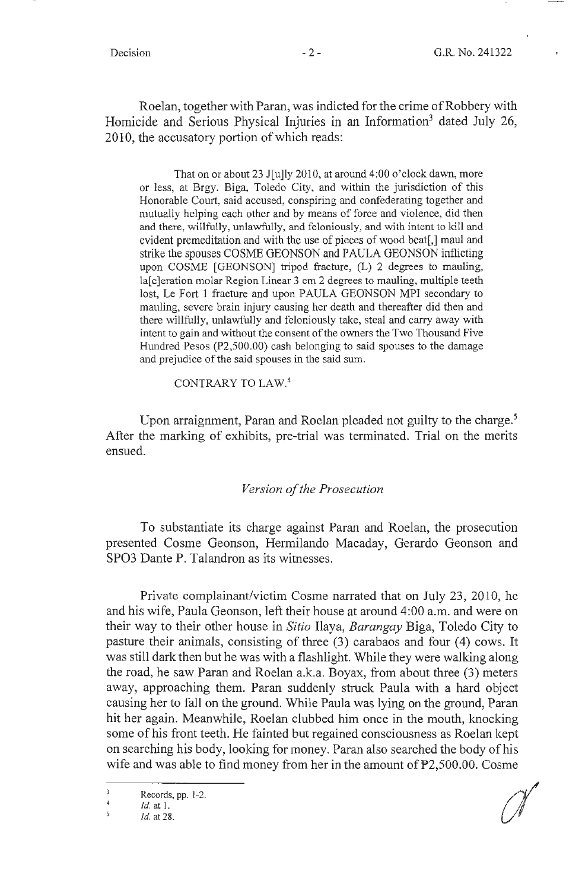Roelan, together with Paran, was indicted for the crime of Robbery with Homicide and Serious Physical Injuries in an Information[3] dated July 26, 2010, the accusatory portion of which reads:

> That on or about 23 J[u]ly 2010, at around 4:00 o'clock dawn, more or less, at Brgy. Biga, Toledo City, and within the jurisdiction of this Honorable Court, said accused, conspiring and confederating together and mutually helping each other and by means of force and violence, did then and there, willfully, unlawfully, and feloniously, and with intent to kill and evident premeditation and with the use of pieces of wood beat[,] maul and strike the spouses COSME GEONSON and PAULA GEONSON inflicting upon COSME [GEONSON] tripod fracture, (L) 2 degrees to mauling, la[c]eration molar Region Linear 3 cm 2 degrees to mauling, multiple teeth lost, Le Fort 1 fracture and upon PAULA GEONSON MPI secondary to mauling, severe brain injury causing her death and thereafter did then and there willfully, unlawfully and feloniously take, steal and carry away with intent to gain and without the consent of the owners the Two Thousand Five Hundred Pesos (P2,500.00) cash belonging to said spouses to the damage and prejudice of the said spouses in the said sum.
>
> CONTRARY TO LAW.[4]

Upon arraignment, Paran and Roelan pleaded not guilty to the charge.[5] After the marking of exhibits, pre-trial was terminated. Trial on the merits ensued.

*Version of the Prosecution*

To substantiate its charge against Paran and Roelan, the prosecution presented Cosme Geonson, Hermilando Macaday, Gerardo Geonson and SPO3 Dante P. Talandron as its witnesses.

Private complainant/victim Cosme narrated that on July 23, 2010, he and his wife, Paula Geonson, left their house at around 4:00 a.m. and were on their way to their other house in *Sitio* Ilaya, *Barangay* Biga, Toledo City to pasture their animals, consisting of three (3) carabaos and four (4) cows. It was still dark then but he was with a flashlight. While they were walking along the road, he saw Paran and Roelan a.k.a. Boyax, from about three (3) meters away, approaching them. Paran suddenly struck Paula with a hard object causing her to fall on the ground. While Paula was lying on the ground, Paran hit her again. Meanwhile, Roelan clubbed him once in the mouth, knocking some of his front teeth. He fainted but regained consciousness as Roelan kept on searching his body, looking for money. Paran also searched the body of his wife and was able to find money from her in the amount of ₱2,500.00. Cosme

---

[3] Records, pp. 1-2.

[4] *Id.* at 1.

[5] *Id.* at 28.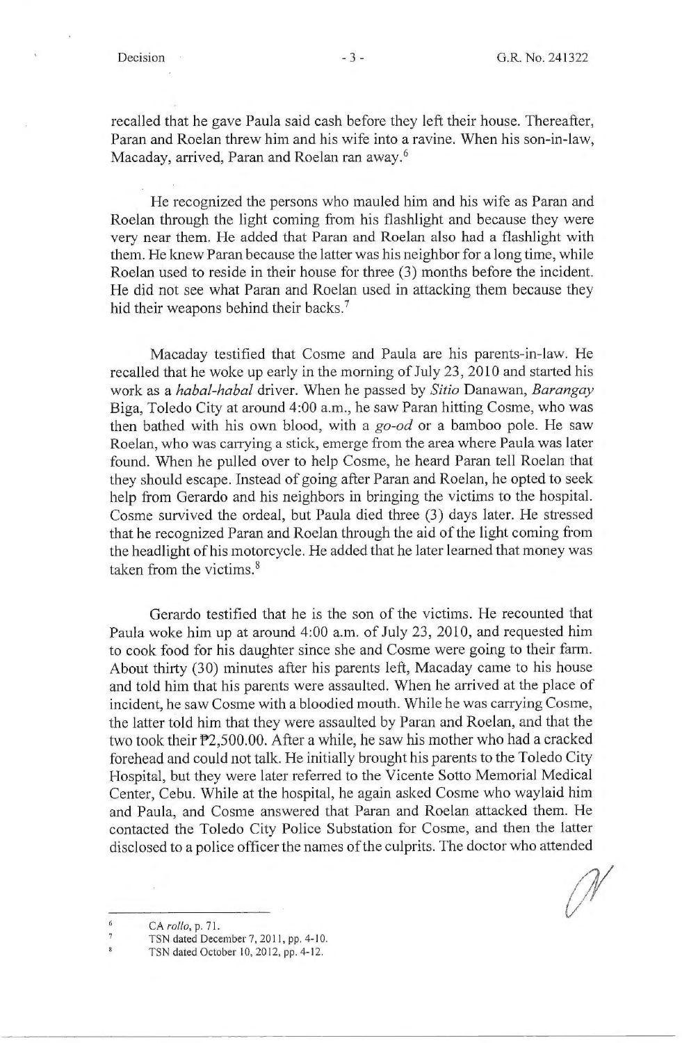recalled that he gave Paula said cash before they left their house. Thereafter, Paran and Roelan threw him and his wife into a ravine. When his son-in-law, Macaday, arrived, Paran and Roelan ran away.[6]

He recognized the persons who mauled him and his wife as Paran and Roelan through the light coming from his flashlight and because they were very near them. He added that Paran and Roelan also had a flashlight with them. He knew Paran because the latter was his neighbor for a long time, while Roelan used to reside in their house for three (3) months before the incident. He did not see what Paran and Roelan used in attacking them because they hid their weapons behind their backs.[7]

Macaday testified that Cosme and Paula are his parents-in-law. He recalled that he woke up early in the morning of July 23, 2010 and started his work as a *habal-habal* driver. When he passed by *Sitio* Danawan, *Barangay* Biga, Toledo City at around 4:00 a.m., he saw Paran hitting Cosme, who was then bathed with his own blood, with a *go-od* or a bamboo pole. He saw Roelan, who was carrying a stick, emerge from the area where Paula was later found. When he pulled over to help Cosme, he heard Paran tell Roelan that they should escape. Instead of going after Paran and Roelan, he opted to seek help from Gerardo and his neighbors in bringing the victims to the hospital. Cosme survived the ordeal, but Paula died three (3) days later. He stressed that he recognized Paran and Roelan through the aid of the light coming from the headlight of his motorcycle. He added that he later learned that money was taken from the victims.[8]

Gerardo testified that he is the son of the victims. He recounted that Paula woke him up at around 4:00 a.m. of July 23, 2010, and requested him to cook food for his daughter since she and Cosme were going to their farm. About thirty (30) minutes after his parents left, Macaday came to his house and told him that his parents were assaulted. When he arrived at the place of incident, he saw Cosme with a bloodied mouth. While he was carrying Cosme, the latter told him that they were assaulted by Paran and Roelan, and that the two took their ₱2,500.00. After a while, he saw his mother who had a cracked forehead and could not talk. He initially brought his parents to the Toledo City Hospital, but they were later referred to the Vicente Sotto Memorial Medical Center, Cebu. While at the hospital, he again asked Cosme who waylaid him and Paula, and Cosme answered that Paran and Roelan attacked them. He contacted the Toledo City Police Substation for Cosme, and then the latter disclosed to a police officer the names of the culprits. The doctor who attended

---

[6] CA *rollo*, p. 71.

[7] TSN dated December 7, 2011, pp. 4-10.

[8] TSN dated October 10, 2012, pp. 4-12.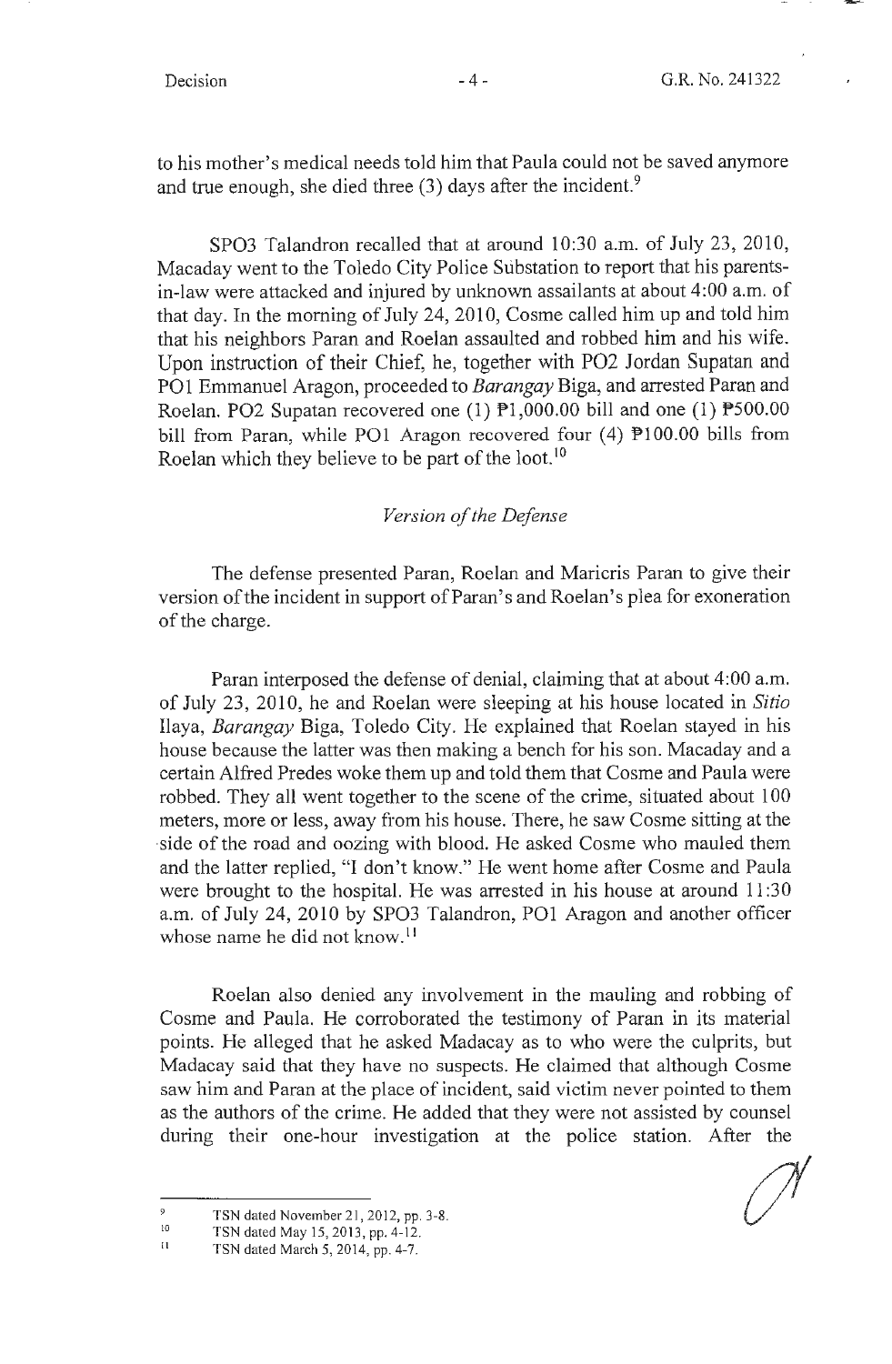to his mother's medical needs told him that Paula could not be saved anymore and true enough, she died three (3) days after the incident.[9]

SPO3 Talandron recalled that at around 10:30 a.m. of July 23, 2010, Macaday went to the Toledo City Police Substation to report that his parents-in-law were attacked and injured by unknown assailants at about 4:00 a.m. of that day. In the morning of July 24, 2010, Cosme called him up and told him that his neighbors Paran and Roelan assaulted and robbed him and his wife. Upon instruction of their Chief, he, together with PO2 Jordan Supatan and PO1 Emmanuel Aragon, proceeded to *Barangay* Biga, and arrested Paran and Roelan. PO2 Supatan recovered one (1) ₱1,000.00 bill and one (1) ₱500.00 bill from Paran, while PO1 Aragon recovered four (4) ₱100.00 bills from Roelan which they believe to be part of the loot.[10]

*Version of the Defense*

The defense presented Paran, Roelan and Maricris Paran to give their version of the incident in support of Paran's and Roelan's plea for exoneration of the charge.

Paran interposed the defense of denial, claiming that at about 4:00 a.m. of July 23, 2010, he and Roelan were sleeping at his house located in *Sitio* Ilaya, *Barangay* Biga, Toledo City. He explained that Roelan stayed in his house because the latter was then making a bench for his son. Macaday and a certain Alfred Predes woke them up and told them that Cosme and Paula were robbed. They all went together to the scene of the crime, situated about 100 meters, more or less, away from his house. There, he saw Cosme sitting at the side of the road and oozing with blood. He asked Cosme who mauled them and the latter replied, "I don't know." He went home after Cosme and Paula were brought to the hospital. He was arrested in his house at around 11:30 a.m. of July 24, 2010 by SPO3 Talandron, PO1 Aragon and another officer whose name he did not know.[11]

Roelan also denied any involvement in the mauling and robbing of Cosme and Paula. He corroborated the testimony of Paran in its material points. He alleged that he asked Madacay as to who were the culprits, but Madacay said that they have no suspects. He claimed that although Cosme saw him and Paran at the place of incident, said victim never pointed to them as the authors of the crime. He added that they were not assisted by counsel during their one-hour investigation at the police station. After the

---

[9] TSN dated November 21, 2012, pp. 3-8.

[10] TSN dated May 15, 2013, pp. 4-12.

[11] TSN dated March 5, 2014, pp. 4-7.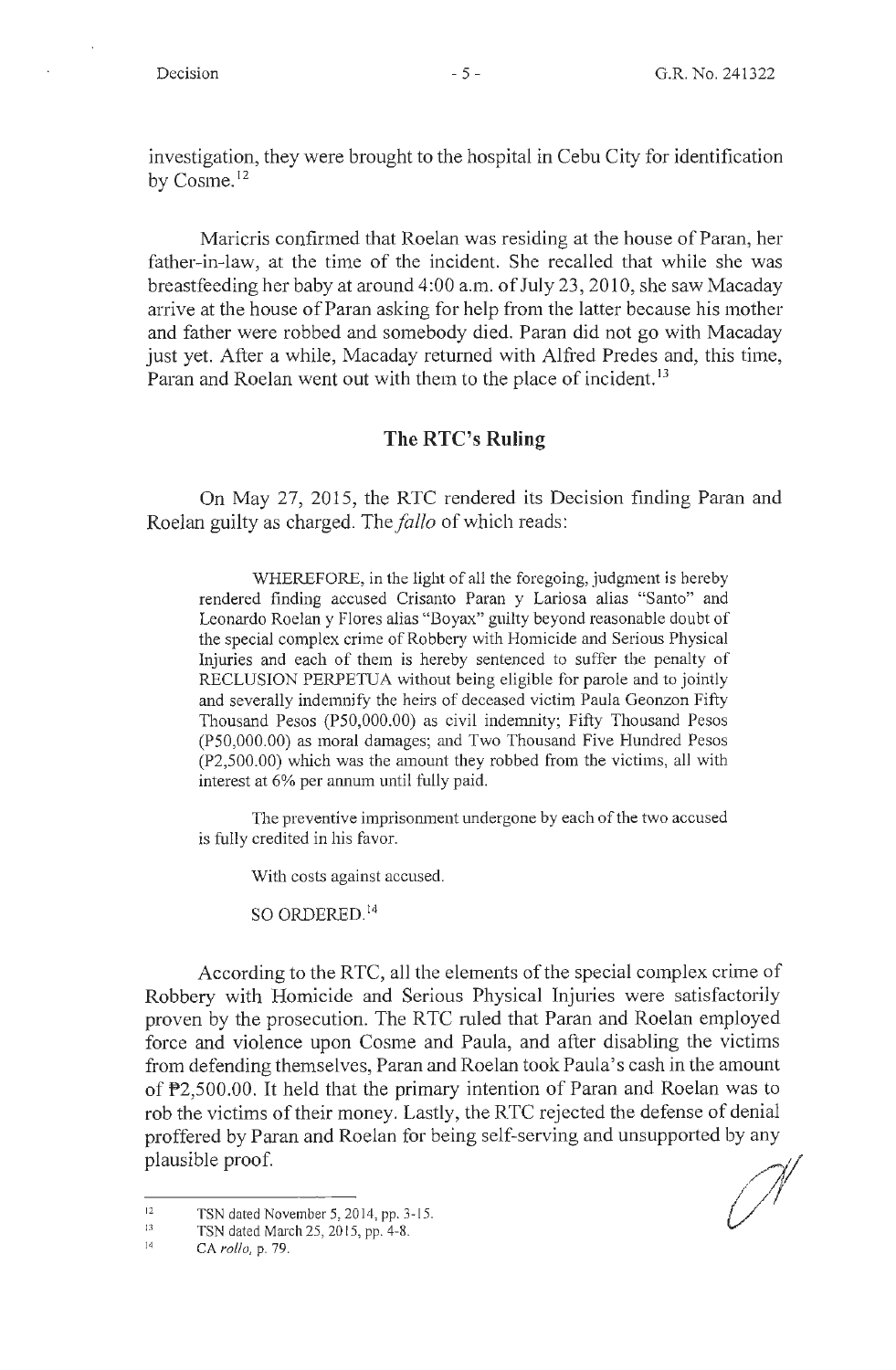investigation, they were brought to the hospital in Cebu City for identification by Cosme.[12]

Maricris confirmed that Roelan was residing at the house of Paran, her father-in-law, at the time of the incident. She recalled that while she was breastfeeding her baby at around 4:00 a.m. of July 23, 2010, she saw Macaday arrive at the house of Paran asking for help from the latter because his mother and father were robbed and somebody died. Paran did not go with Macaday just yet. After a while, Macaday returned with Alfred Predes and, this time, Paran and Roelan went out with them to the place of incident.[13]

## The RTC's Ruling

On May 27, 2015, the RTC rendered its Decision finding Paran and Roelan guilty as charged. The *fallo* of which reads:

> WHEREFORE, in the light of all the foregoing, judgment is hereby rendered finding accused Crisanto Paran y Lariosa alias "Santo" and Leonardo Roelan y Flores alias "Boyax" guilty beyond reasonable doubt of the special complex crime of Robbery with Homicide and Serious Physical Injuries and each of them is hereby sentenced to suffer the penalty of RECLUSION PERPETUA without being eligible for parole and to jointly and severally indemnify the heirs of deceased victim Paula Geonzon Fifty Thousand Pesos (P50,000.00) as civil indemnity; Fifty Thousand Pesos (P50,000.00) as moral damages; and Two Thousand Five Hundred Pesos (P2,500.00) which was the amount they robbed from the victims, all with interest at 6% per annum until fully paid.
>
> The preventive imprisonment undergone by each of the two accused is fully credited in his favor.
>
> With costs against accused.
>
> SO ORDERED.[14]

According to the RTC, all the elements of the special complex crime of Robbery with Homicide and Serious Physical Injuries were satisfactorily proven by the prosecution. The RTC ruled that Paran and Roelan employed force and violence upon Cosme and Paula, and after disabling the victims from defending themselves, Paran and Roelan took Paula's cash in the amount of ₱2,500.00. It held that the primary intention of Paran and Roelan was to rob the victims of their money. Lastly, the RTC rejected the defense of denial proffered by Paran and Roelan for being self-serving and unsupported by any plausible proof.

---

[12] TSN dated November 5, 2014, pp. 3-15.

[13] TSN dated March 25, 2015, pp. 4-8.

[14] CA *rollo*, p. 79.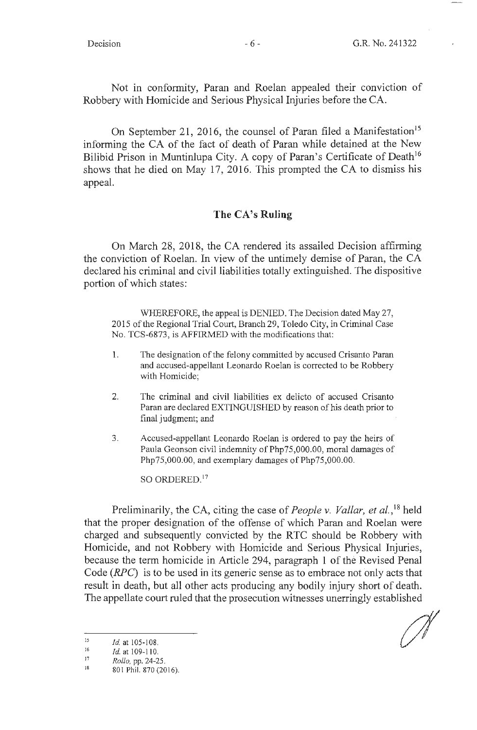Not in conformity, Paran and Roelan appealed their conviction of Robbery with Homicide and Serious Physical Injuries before the CA.

On September 21, 2016, the counsel of Paran filed a Manifestation[15] informing the CA of the fact of death of Paran while detained at the New Bilibid Prison in Muntinlupa City. A copy of Paran's Certificate of Death[16] shows that he died on May 17, 2016. This prompted the CA to dismiss his appeal.

## The CA's Ruling

On March 28, 2018, the CA rendered its assailed Decision affirming the conviction of Roelan. In view of the untimely demise of Paran, the CA declared his criminal and civil liabilities totally extinguished. The dispositive portion of which states:

> WHEREFORE, the appeal is DENIED. The Decision dated May 27, 2015 of the Regional Trial Court, Branch 29, Toledo City, in Criminal Case No. TCS-6873, is AFFIRMED with the modifications that:
>
> 1. The designation of the felony committed by accused Crisanto Paran and accused-appellant Leonardo Roelan is corrected to be Robbery with Homicide;
>
> 2. The criminal and civil liabilities ex delicto of accused Crisanto Paran are declared EXTINGUISHED by reason of his death prior to final judgment; and
>
> 3. Accused-appellant Leonardo Roelan is ordered to pay the heirs of Paula Geonson civil indemnity of Php75,000.00, moral damages of Php75,000.00, and exemplary damages of Php75,000.00.
>
> SO ORDERED.[17]

Preliminarily, the CA, citing the case of *People v. Vallar, et al.*,[18] held that the proper designation of the offense of which Paran and Roelan were charged and subsequently convicted by the RTC should be Robbery with Homicide, and not Robbery with Homicide and Serious Physical Injuries, because the term homicide in Article 294, paragraph 1 of the Revised Penal Code (*RPC*) is to be used in its generic sense as to embrace not only acts that result in death, but all other acts producing any bodily injury short of death. The appellate court ruled that the prosecution witnesses unerringly established

---

[15] *Id.* at 105-108.

[16] *Id.* at 109-110.

[17] *Rollo*, pp. 24-25.

[18] 801 Phil. 870 (2016).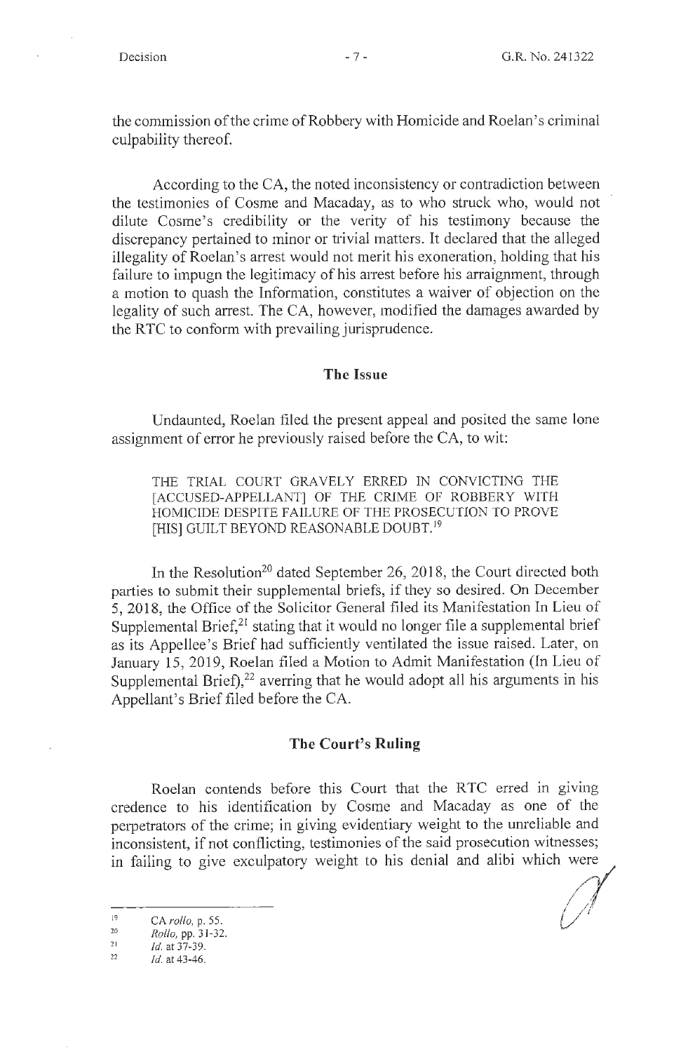the commission of the crime of Robbery with Homicide and Roelan's criminal culpability thereof.

According to the CA, the noted inconsistency or contradiction between the testimonies of Cosme and Macaday, as to who struck who, would not dilute Cosme's credibility or the verity of his testimony because the discrepancy pertained to minor or trivial matters. It declared that the alleged illegality of Roelan's arrest would not merit his exoneration, holding that his failure to impugn the legitimacy of his arrest before his arraignment, through a motion to quash the Information, constitutes a waiver of objection on the legality of such arrest. The CA, however, modified the damages awarded by the RTC to conform with prevailing jurisprudence.

## The Issue

Undaunted, Roelan filed the present appeal and posited the same lone assignment of error he previously raised before the CA, to wit:

> THE TRIAL COURT GRAVELY ERRED IN CONVICTING THE [ACCUSED-APPELLANT] OF THE CRIME OF ROBBERY WITH HOMICIDE DESPITE FAILURE OF THE PROSECUTION TO PROVE [HIS] GUILT BEYOND REASONABLE DOUBT.[19]

In the Resolution[20] dated September 26, 2018, the Court directed both parties to submit their supplemental briefs, if they so desired. On December 5, 2018, the Office of the Solicitor General filed its Manifestation In Lieu of Supplemental Brief,[21] stating that it would no longer file a supplemental brief as its Appellee's Brief had sufficiently ventilated the issue raised. Later, on January 15, 2019, Roelan filed a Motion to Admit Manifestation (In Lieu of Supplemental Brief),[22] averring that he would adopt all his arguments in his Appellant's Brief filed before the CA.

## The Court's Ruling

Roelan contends before this Court that the RTC erred in giving credence to his identification by Cosme and Macaday as one of the perpetrators of the crime; in giving evidentiary weight to the unreliable and inconsistent, if not conflicting, testimonies of the said prosecution witnesses; in failing to give exculpatory weight to his denial and alibi which were

---

[19] CA *rollo*, p. 55.

[20] *Rollo*, pp. 31-32.

[21] *Id.* at 37-39.

[22] *Id.* at 43-46.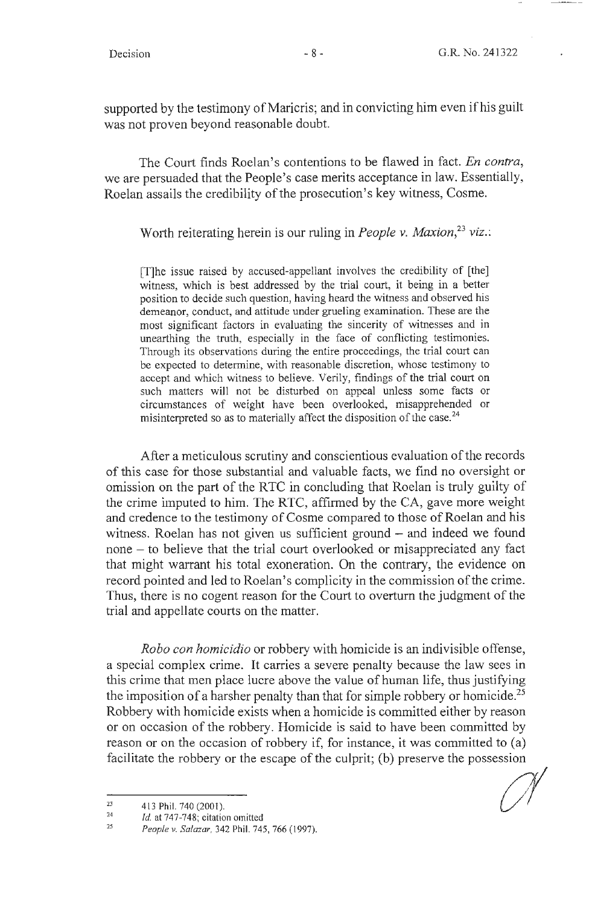supported by the testimony of Maricris; and in convicting him even if his guilt was not proven beyond reasonable doubt.

The Court finds Roelan's contentions to be flawed in fact. *En contra*, we are persuaded that the People's case merits acceptance in law. Essentially, Roelan assails the credibility of the prosecution's key witness, Cosme.

Worth reiterating herein is our ruling in *People v. Maxion*,[23] *viz.*:

> [T]he issue raised by accused-appellant involves the credibility of [the] witness, which is best addressed by the trial court, it being in a better position to decide such question, having heard the witness and observed his demeanor, conduct, and attitude under grueling examination. These are the most significant factors in evaluating the sincerity of witnesses and in unearthing the truth, especially in the face of conflicting testimonies. Through its observations during the entire proceedings, the trial court can be expected to determine, with reasonable discretion, whose testimony to accept and which witness to believe. Verily, findings of the trial court on such matters will not be disturbed on appeal unless some facts or circumstances of weight have been overlooked, misapprehended or misinterpreted so as to materially affect the disposition of the case.[24]

After a meticulous scrutiny and conscientious evaluation of the records of this case for those substantial and valuable facts, we find no oversight or omission on the part of the RTC in concluding that Roelan is truly guilty of the crime imputed to him. The RTC, affirmed by the CA, gave more weight and credence to the testimony of Cosme compared to those of Roelan and his witness. Roelan has not given us sufficient ground – and indeed we found none – to believe that the trial court overlooked or misappreciated any fact that might warrant his total exoneration. On the contrary, the evidence on record pointed and led to Roelan's complicity in the commission of the crime. Thus, there is no cogent reason for the Court to overturn the judgment of the trial and appellate courts on the matter.

*Robo con homicidio* or robbery with homicide is an indivisible offense, a special complex crime. It carries a severe penalty because the law sees in this crime that men place lucre above the value of human life, thus justifying the imposition of a harsher penalty than that for simple robbery or homicide.[25] Robbery with homicide exists when a homicide is committed either by reason or on occasion of the robbery. Homicide is said to have been committed by reason or on the occasion of robbery if, for instance, it was committed to (a) facilitate the robbery or the escape of the culprit; (b) preserve the possession

---

[23] 413 Phil. 740 (2001).

[24] *Id.* at 747-748; citation omitted

[25] *People v. Salazar*, 342 Phil. 745, 766 (1997).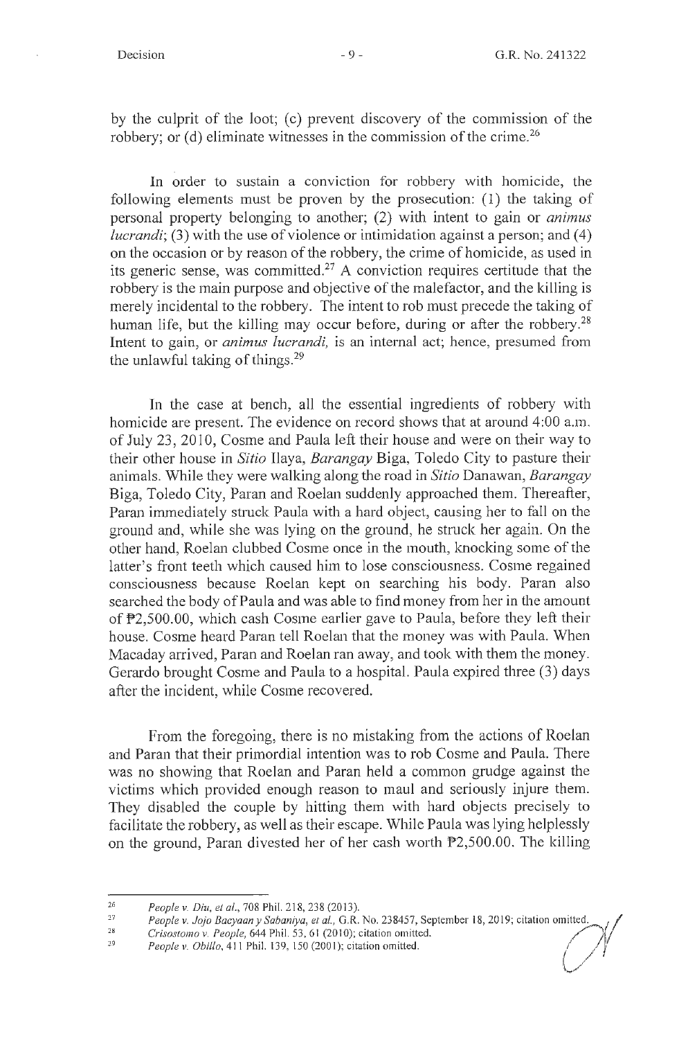by the culprit of the loot; (c) prevent discovery of the commission of the robbery; or (d) eliminate witnesses in the commission of the crime.[26]

In order to sustain a conviction for robbery with homicide, the following elements must be proven by the prosecution: (1) the taking of personal property belonging to another; (2) with intent to gain or *animus lucrandi*; (3) with the use of violence or intimidation against a person; and (4) on the occasion or by reason of the robbery, the crime of homicide, as used in its generic sense, was committed.[27] A conviction requires certitude that the robbery is the main purpose and objective of the malefactor, and the killing is merely incidental to the robbery. The intent to rob must precede the taking of human life, but the killing may occur before, during or after the robbery.[28] Intent to gain, or *animus lucrandi,* is an internal act; hence, presumed from the unlawful taking of things.[29]

In the case at bench, all the essential ingredients of robbery with homicide are present. The evidence on record shows that at around 4:00 a.m. of July 23, 2010, Cosme and Paula left their house and were on their way to their other house in *Sitio* Ilaya, *Barangay* Biga, Toledo City to pasture their animals. While they were walking along the road in *Sitio* Danawan, *Barangay* Biga, Toledo City, Paran and Roelan suddenly approached them. Thereafter, Paran immediately struck Paula with a hard object, causing her to fall on the ground and, while she was lying on the ground, he struck her again. On the other hand, Roelan clubbed Cosme once in the mouth, knocking some of the latter's front teeth which caused him to lose consciousness. Cosme regained consciousness because Roelan kept on searching his body. Paran also searched the body of Paula and was able to find money from her in the amount of ₱2,500.00, which cash Cosme earlier gave to Paula, before they left their house. Cosme heard Paran tell Roelan that the money was with Paula. When Macaday arrived, Paran and Roelan ran away, and took with them the money. Gerardo brought Cosme and Paula to a hospital. Paula expired three (3) days after the incident, while Cosme recovered.

From the foregoing, there is no mistaking from the actions of Roelan and Paran that their primordial intention was to rob Cosme and Paula. There was no showing that Roelan and Paran held a common grudge against the victims which provided enough reason to maul and seriously injure them. They disabled the couple by hitting them with hard objects precisely to facilitate the robbery, as well as their escape. While Paula was lying helplessly on the ground, Paran divested her of her cash worth ₱2,500.00. The killing

---

[26] *People v. Diu, et al.*, 708 Phil. 218, 238 (2013).

[27] *People v. Jojo Bacyaan y Sabaniya, et al.*, G.R. No. 238457, September 18, 2019; citation omitted.

[28] *Crisostomo v. People*, 644 Phil. 53, 61 (2010); citation omitted.

[29] *People v. Obillo*, 411 Phil. 139, 150 (2001); citation omitted.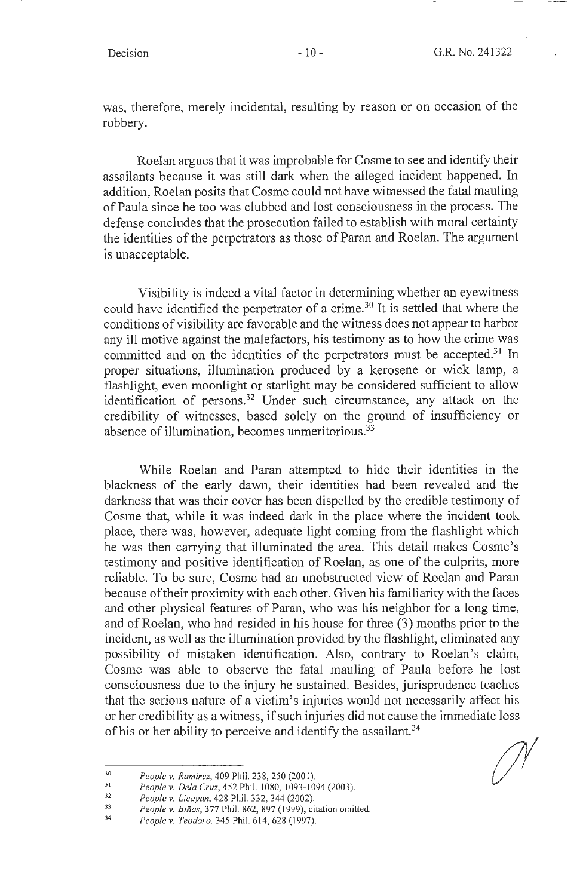was, therefore, merely incidental, resulting by reason or on occasion of the robbery.

Roelan argues that it was improbable for Cosme to see and identify their assailants because it was still dark when the alleged incident happened. In addition, Roelan posits that Cosme could not have witnessed the fatal mauling of Paula since he too was clubbed and lost consciousness in the process. The defense concludes that the prosecution failed to establish with moral certainty the identities of the perpetrators as those of Paran and Roelan. The argument is unacceptable.

Visibility is indeed a vital factor in determining whether an eyewitness could have identified the perpetrator of a crime.[30] It is settled that where the conditions of visibility are favorable and the witness does not appear to harbor any ill motive against the malefactors, his testimony as to how the crime was committed and on the identities of the perpetrators must be accepted.[31] In proper situations, illumination produced by a kerosene or wick lamp, a flashlight, even moonlight or starlight may be considered sufficient to allow identification of persons.[32] Under such circumstance, any attack on the credibility of witnesses, based solely on the ground of insufficiency or absence of illumination, becomes unmeritorious.[33]

While Roelan and Paran attempted to hide their identities in the blackness of the early dawn, their identities had been revealed and the darkness that was their cover has been dispelled by the credible testimony of Cosme that, while it was indeed dark in the place where the incident took place, there was, however, adequate light coming from the flashlight which he was then carrying that illuminated the area. This detail makes Cosme's testimony and positive identification of Roelan, as one of the culprits, more reliable. To be sure, Cosme had an unobstructed view of Roelan and Paran because of their proximity with each other. Given his familiarity with the faces and other physical features of Paran, who was his neighbor for a long time, and of Roelan, who had resided in his house for three (3) months prior to the incident, as well as the illumination provided by the flashlight, eliminated any possibility of mistaken identification. Also, contrary to Roelan's claim, Cosme was able to observe the fatal mauling of Paula before he lost consciousness due to the injury he sustained. Besides, jurisprudence teaches that the serious nature of a victim's injuries would not necessarily affect his or her credibility as a witness, if such injuries did not cause the immediate loss of his or her ability to perceive and identify the assailant.[34]

---

[30] *People v. Ramirez*, 409 Phil. 238, 250 (2001).

[31] *People v. Dela Cruz*, 452 Phil. 1080, 1093-1094 (2003).

[32] *People v. Licayan*, 428 Phil. 332, 344 (2002).

[33] *People v. Biñas*, 377 Phil. 862, 897 (1999); citation omitted.

[34] *People v. Teodoro*, 345 Phil. 614, 628 (1997).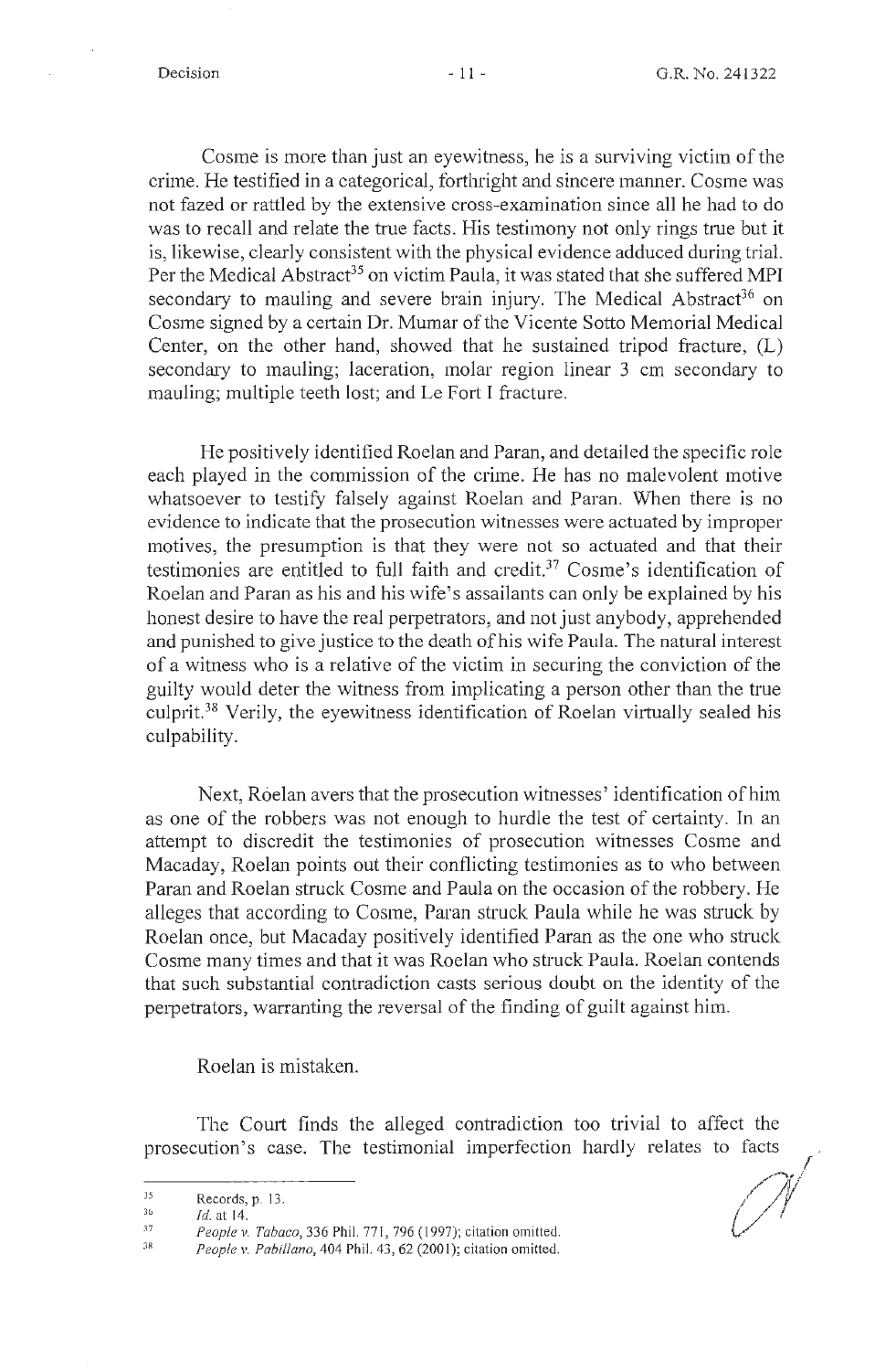Cosme is more than just an eyewitness, he is a surviving victim of the crime. He testified in a categorical, forthright and sincere manner. Cosme was not fazed or rattled by the extensive cross-examination since all he had to do was to recall and relate the true facts. His testimony not only rings true but it is, likewise, clearly consistent with the physical evidence adduced during trial. Per the Medical Abstract[35] on victim Paula, it was stated that she suffered MPI secondary to mauling and severe brain injury. The Medical Abstract[36] on Cosme signed by a certain Dr. Mumar of the Vicente Sotto Memorial Medical Center, on the other hand, showed that he sustained tripod fracture, (L) secondary to mauling; laceration, molar region linear 3 cm secondary to mauling; multiple teeth lost; and Le Fort I fracture.

He positively identified Roelan and Paran, and detailed the specific role each played in the commission of the crime. He has no malevolent motive whatsoever to testify falsely against Roelan and Paran. When there is no evidence to indicate that the prosecution witnesses were actuated by improper motives, the presumption is that they were not so actuated and that their testimonies are entitled to full faith and credit.[37] Cosme's identification of Roelan and Paran as his and his wife's assailants can only be explained by his honest desire to have the real perpetrators, and not just anybody, apprehended and punished to give justice to the death of his wife Paula. The natural interest of a witness who is a relative of the victim in securing the conviction of the guilty would deter the witness from implicating a person other than the true culprit.[38] Verily, the eyewitness identification of Roelan virtually sealed his culpability.

Next, Roelan avers that the prosecution witnesses' identification of him as one of the robbers was not enough to hurdle the test of certainty. In an attempt to discredit the testimonies of prosecution witnesses Cosme and Macaday, Roelan points out their conflicting testimonies as to who between Paran and Roelan struck Cosme and Paula on the occasion of the robbery. He alleges that according to Cosme, Paran struck Paula while he was struck by Roelan once, but Macaday positively identified Paran as the one who struck Cosme many times and that it was Roelan who struck Paula. Roelan contends that such substantial contradiction casts serious doubt on the identity of the perpetrators, warranting the reversal of the finding of guilt against him.

Roelan is mistaken.

The Court finds the alleged contradiction too trivial to affect the prosecution's case. The testimonial imperfection hardly relates to facts

---

[35] Records, p. 13.

[36] *Id.* at 14.

[37] *People v. Tabaco*, 336 Phil. 771, 796 (1997); citation omitted.

[38] *People v. Pabillano*, 404 Phil. 43, 62 (2001); citation omitted.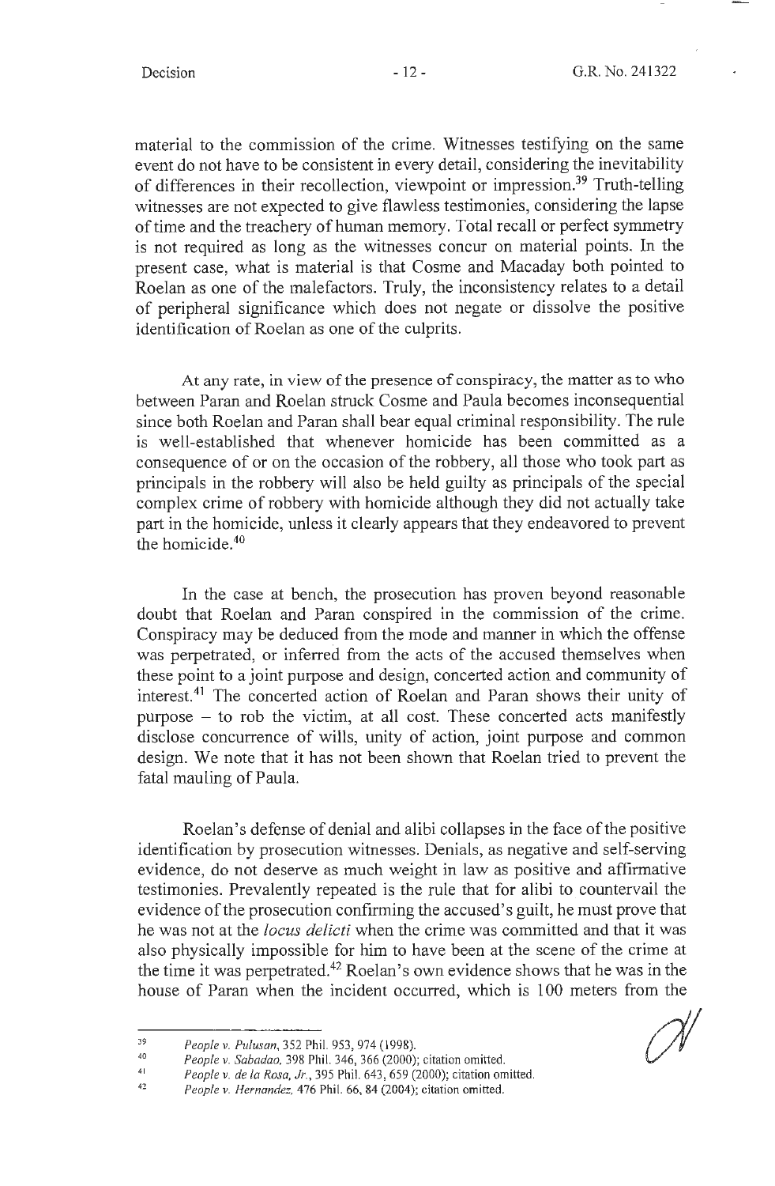material to the commission of the crime. Witnesses testifying on the same event do not have to be consistent in every detail, considering the inevitability of differences in their recollection, viewpoint or impression.[39] Truth-telling witnesses are not expected to give flawless testimonies, considering the lapse of time and the treachery of human memory. Total recall or perfect symmetry is not required as long as the witnesses concur on material points. In the present case, what is material is that Cosme and Macaday both pointed to Roelan as one of the malefactors. Truly, the inconsistency relates to a detail of peripheral significance which does not negate or dissolve the positive identification of Roelan as one of the culprits.

At any rate, in view of the presence of conspiracy, the matter as to who between Paran and Roelan struck Cosme and Paula becomes inconsequential since both Roelan and Paran shall bear equal criminal responsibility. The rule is well-established that whenever homicide has been committed as a consequence of or on the occasion of the robbery, all those who took part as principals in the robbery will also be held guilty as principals of the special complex crime of robbery with homicide although they did not actually take part in the homicide, unless it clearly appears that they endeavored to prevent the homicide.[40]

In the case at bench, the prosecution has proven beyond reasonable doubt that Roelan and Paran conspired in the commission of the crime. Conspiracy may be deduced from the mode and manner in which the offense was perpetrated, or inferred from the acts of the accused themselves when these point to a joint purpose and design, concerted action and community of interest.[41] The concerted action of Roelan and Paran shows their unity of purpose – to rob the victim, at all cost. These concerted acts manifestly disclose concurrence of wills, unity of action, joint purpose and common design. We note that it has not been shown that Roelan tried to prevent the fatal mauling of Paula.

Roelan's defense of denial and alibi collapses in the face of the positive identification by prosecution witnesses. Denials, as negative and self-serving evidence, do not deserve as much weight in law as positive and affirmative testimonies. Prevalently repeated is the rule that for alibi to countervail the evidence of the prosecution confirming the accused's guilt, he must prove that he was not at the *locus delicti* when the crime was committed and that it was also physically impossible for him to have been at the scene of the crime at the time it was perpetrated.[42] Roelan's own evidence shows that he was in the house of Paran when the incident occurred, which is 100 meters from the

---

[39] *People v. Pulusan*, 352 Phil. 953, 974 (1998).

[40] *People v. Sabadao*, 398 Phil. 346, 366 (2000); citation omitted.

[41] *People v. de la Rosa, Jr.*, 395 Phil. 643, 659 (2000); citation omitted.

[42] *People v. Hernandez*, 476 Phil. 66, 84 (2004); citation omitted.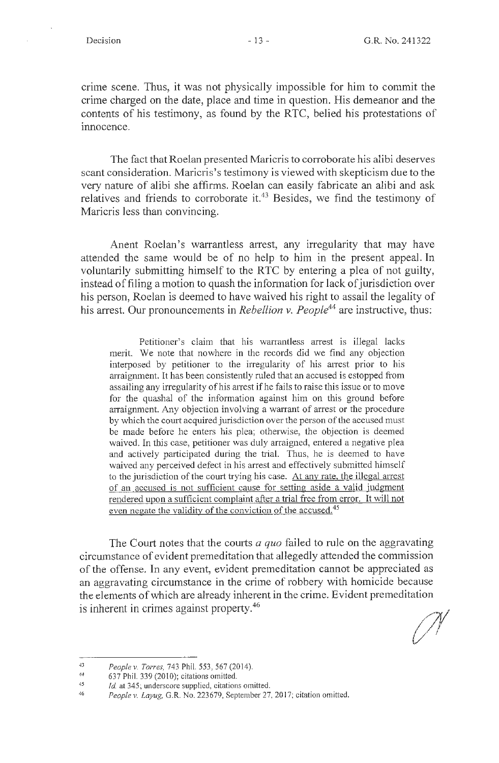crime scene. Thus, it was not physically impossible for him to commit the crime charged on the date, place and time in question. His demeanor and the contents of his testimony, as found by the RTC, belied his protestations of innocence.

The fact that Roelan presented Maricris to corroborate his alibi deserves scant consideration. Maricris's testimony is viewed with skepticism due to the very nature of alibi she affirms. Roelan can easily fabricate an alibi and ask relatives and friends to corroborate it.[43] Besides, we find the testimony of Maricris less than convincing.

Anent Roelan's warrantless arrest, any irregularity that may have attended the same would be of no help to him in the present appeal. In voluntarily submitting himself to the RTC by entering a plea of not guilty, instead of filing a motion to quash the information for lack of jurisdiction over his person, Roelan is deemed to have waived his right to assail the legality of his arrest. Our pronouncements in *Rebellion v. People*[44] are instructive, thus:

> Petitioner's claim that his warrantless arrest is illegal lacks merit. We note that nowhere in the records did we find any objection interposed by petitioner to the irregularity of his arrest prior to his arraignment. It has been consistently ruled that an accused is estopped from assailing any irregularity of his arrest if he fails to raise this issue or to move for the quashal of the information against him on this ground before arraignment. Any objection involving a warrant of arrest or the procedure by which the court acquired jurisdiction over the person of the accused must be made before he enters his plea; otherwise, the objection is deemed waived. In this case, petitioner was duly arraigned, entered a negative plea and actively participated during the trial. Thus, he is deemed to have waived any perceived defect in his arrest and effectively submitted himself to the jurisdiction of the court trying his case. <u>At any rate, the illegal arrest of an accused is not sufficient cause for setting aside a valid judgment rendered upon a sufficient complaint after a trial free from error. It will not even negate the validity of the conviction of the accused.</u>[45]

The Court notes that the courts *a quo* failed to rule on the aggravating circumstance of evident premeditation that allegedly attended the commission of the offense. In any event, evident premeditation cannot be appreciated as an aggravating circumstance in the crime of robbery with homicide because the elements of which are already inherent in the crime. Evident premeditation is inherent in crimes against property.[46]

---

43 *People v. Torres,* 743 Phil. 553, 567 (2014).

44 637 Phil. 339 (2010); citations omitted.

45 *Id.* at 345; underscore supplied, citations omitted.

46 *People v. Layug,* G.R. No. 223679, September 27, 2017; citation omitted.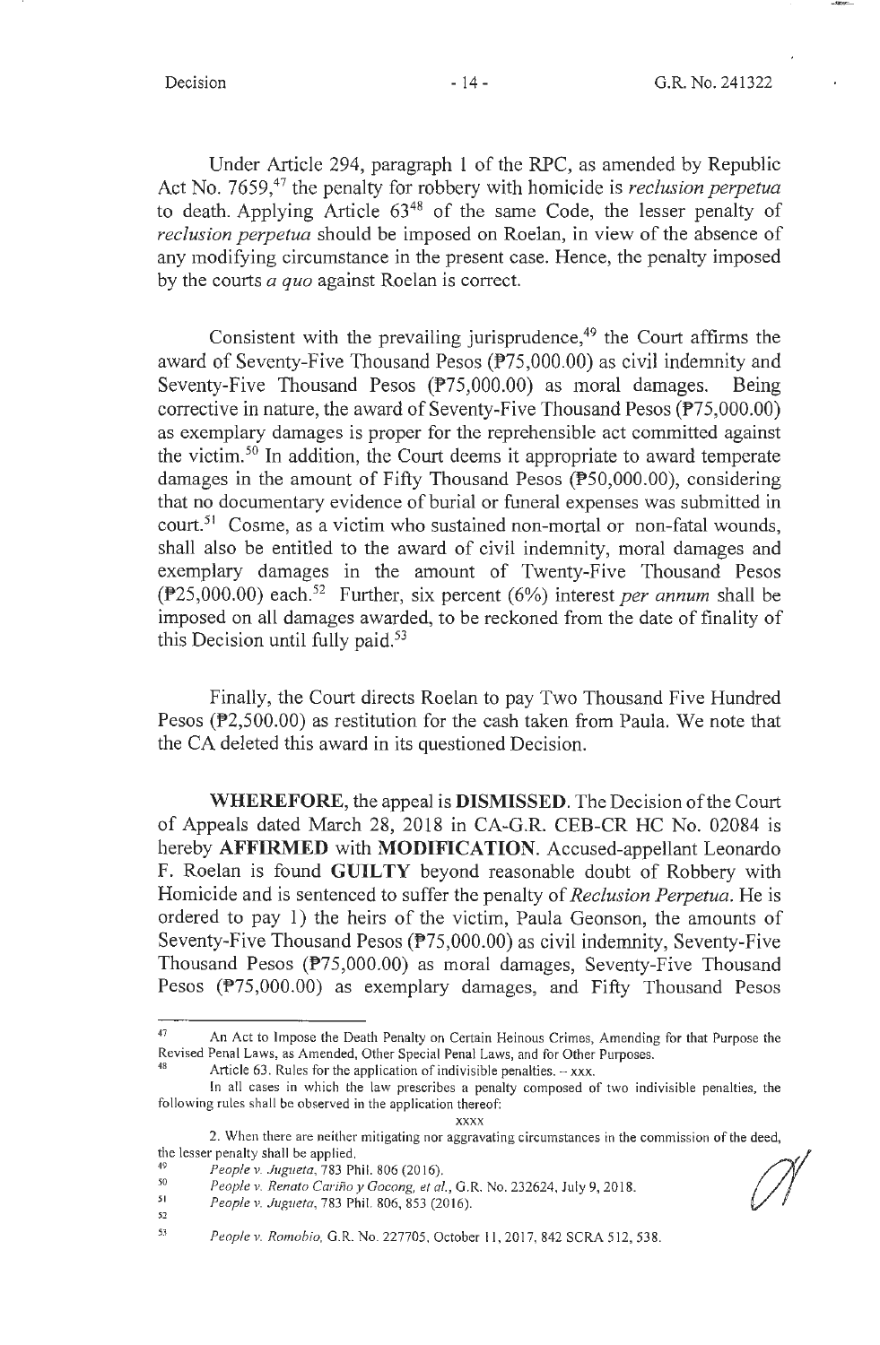Under Article 294, paragraph 1 of the RPC, as amended by Republic Act No. 7659,[47] the penalty for robbery with homicide is *reclusion perpetua* to death. Applying Article 63[48] of the same Code, the lesser penalty of *reclusion perpetua* should be imposed on Roelan, in view of the absence of any modifying circumstance in the present case. Hence, the penalty imposed by the courts *a quo* against Roelan is correct.

Consistent with the prevailing jurisprudence,[49] the Court affirms the award of Seventy-Five Thousand Pesos (₱75,000.00) as civil indemnity and Seventy-Five Thousand Pesos (₱75,000.00) as moral damages. Being corrective in nature, the award of Seventy-Five Thousand Pesos (₱75,000.00) as exemplary damages is proper for the reprehensible act committed against the victim.[50] In addition, the Court deems it appropriate to award temperate damages in the amount of Fifty Thousand Pesos (₱50,000.00), considering that no documentary evidence of burial or funeral expenses was submitted in court.[51] Cosme, as a victim who sustained non-mortal or non-fatal wounds, shall also be entitled to the award of civil indemnity, moral damages and exemplary damages in the amount of Twenty-Five Thousand Pesos (₱25,000.00) each.[52] Further, six percent (6%) interest *per annum* shall be imposed on all damages awarded, to be reckoned from the date of finality of this Decision until fully paid.[53]

Finally, the Court directs Roelan to pay Two Thousand Five Hundred Pesos (₱2,500.00) as restitution for the cash taken from Paula. We note that the CA deleted this award in its questioned Decision.

**WHEREFORE**, the appeal is **DISMISSED**. The Decision of the Court of Appeals dated March 28, 2018 in CA-G.R. CEB-CR HC No. 02084 is hereby **AFFIRMED** with **MODIFICATION**. Accused-appellant Leonardo F. Roelan is found **GUILTY** beyond reasonable doubt of Robbery with Homicide and is sentenced to suffer the penalty of *Reclusion Perpetua*. He is ordered to pay 1) the heirs of the victim, Paula Geonson, the amounts of Seventy-Five Thousand Pesos (₱75,000.00) as civil indemnity, Seventy-Five Thousand Pesos (₱75,000.00) as moral damages, Seventy-Five Thousand Pesos (₱75,000.00) as exemplary damages, and Fifty Thousand Pesos

---

[47] An Act to Impose the Death Penalty on Certain Heinous Crimes, Amending for that Purpose the Revised Penal Laws, as Amended, Other Special Penal Laws, and for Other Purposes.

[48] Article 63. Rules for the application of indivisible penalties. – xxx.

In all cases in which the law prescribes a penalty composed of two indivisible penalties, the following rules shall be observed in the application thereof:

xxxx

2. When there are neither mitigating nor aggravating circumstances in the commission of the deed, the lesser penalty shall be applied.

[49] *People v. Jugueta*, 783 Phil. 806 (2016).

[50] *People v. Renato Cariño y Gocong, et al.*, G.R. No. 232624, July 9, 2018.

[51] *People v. Jugueta*, 783 Phil. 806, 853 (2016).

[52]

[53] *People v. Romobio*, G.R. No. 227705, October 11, 2017, 842 SCRA 512, 538.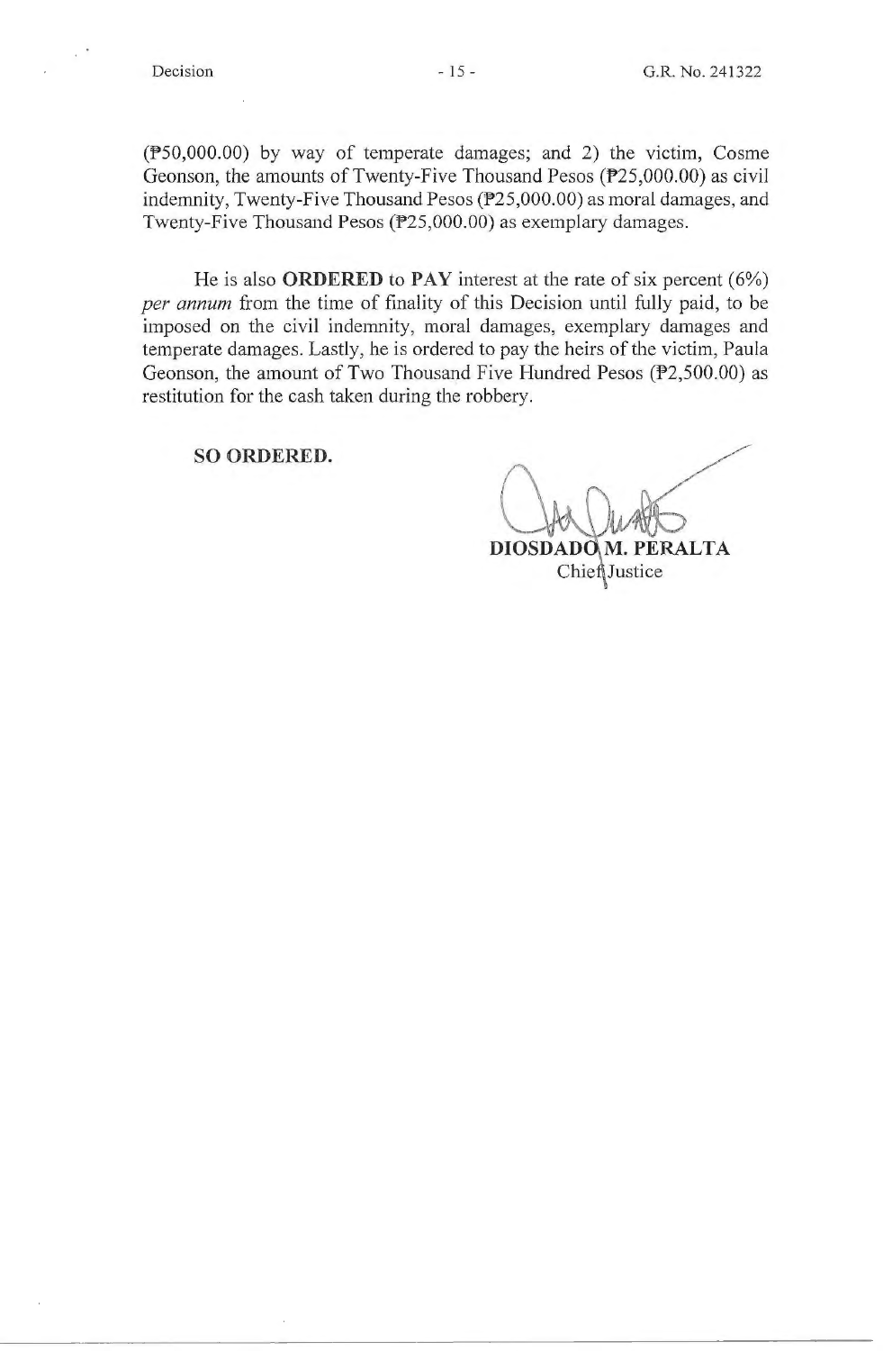(₱50,000.00) by way of temperate damages; and 2) the victim, Cosme Geonson, the amounts of Twenty-Five Thousand Pesos (₱25,000.00) as civil indemnity, Twenty-Five Thousand Pesos (₱25,000.00) as moral damages, and Twenty-Five Thousand Pesos (₱25,000.00) as exemplary damages.

He is also **ORDERED** to **PAY** interest at the rate of six percent (6%) *per annum* from the time of finality of this Decision until fully paid, to be imposed on the civil indemnity, moral damages, exemplary damages and temperate damages. Lastly, he is ordered to pay the heirs of the victim, Paula Geonson, the amount of Two Thousand Five Hundred Pesos (₱2,500.00) as restitution for the cash taken during the robbery.

**SO ORDERED.**

**DIOSDADO M. PERALTA**
Chief Justice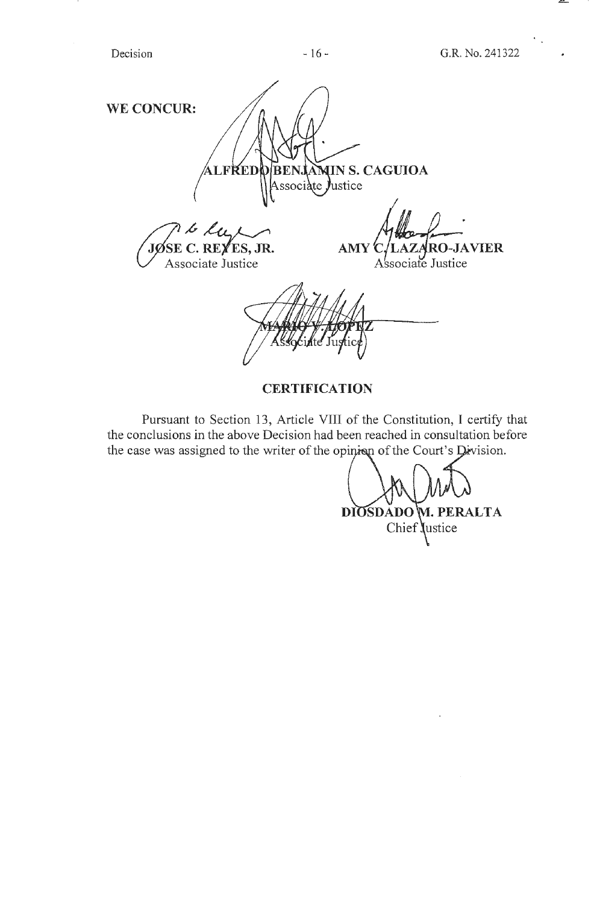**WE CONCUR:**

**ALFREDO BENJAMIN S. CAGUIOA**
Associate Justice

**JOSE C. REYES, JR.**
Associate Justice

**AMY C. LAZARO-JAVIER**
Associate Justice

**MARIO V. LOPEZ**
Associate Justice

## CERTIFICATION

Pursuant to Section 13, Article VIII of the Constitution, I certify that the conclusions in the above Decision had been reached in consultation before the case was assigned to the writer of the opinion of the Court's Division.

**DIOSDADO M. PERALTA**
Chief Justice